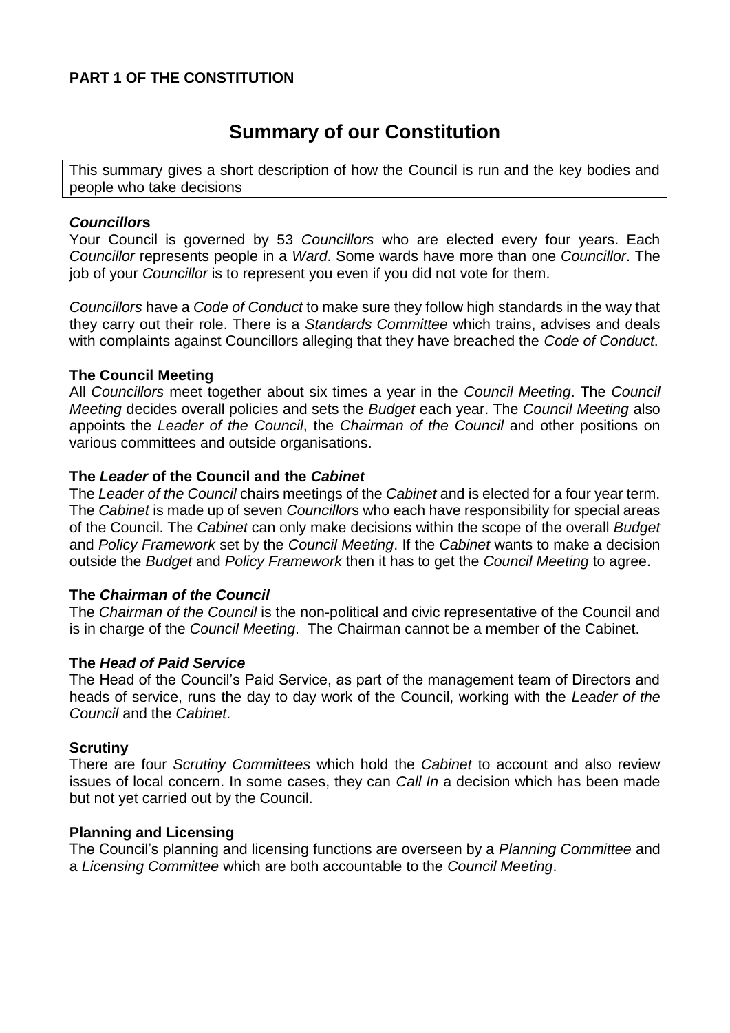**PART 1 OF THE CONSTITUTION**

# Summary of our Constitution

This summary gives a short description of how the Council is run and the key bodies and people who take decisions

***Councillor*s**

Your Council is governed by 53 *Councillors* who are elected every four years. Each *Councillor* represents people in a *Ward*. Some wards have more than one *Councillor*. The job of your *Councillor* is to represent you even if you did not vote for them.

*Councillors* have a *Code of Conduct* to make sure they follow high standards in the way that they carry out their role. There is a *Standards Committee* which trains, advises and deals with complaints against Councillors alleging that they have breached the *Code of Conduct*.

**The Council Meeting**

All *Councillors* meet together about six times a year in the *Council Meeting*. The *Council Meeting* decides overall policies and sets the *Budget* each year. The *Council Meeting* also appoints the *Leader of the Council*, the *Chairman of the Council* and other positions on various committees and outside organisations.

**The *Leader* of the Council and the *Cabinet***

The *Leader of the Council* chairs meetings of the *Cabinet* and is elected for a four year term. The *Cabinet* is made up of seven *Councillor*s who each have responsibility for special areas of the Council. The *Cabinet* can only make decisions within the scope of the overall *Budget* and *Policy Framework* set by the *Council Meeting*. If the *Cabinet* wants to make a decision outside the *Budget* and *Policy Framework* then it has to get the *Council Meeting* to agree.

**The *Chairman of the Council***

The *Chairman of the Council* is the non-political and civic representative of the Council and is in charge of the *Council Meeting*. The Chairman cannot be a member of the Cabinet.

**The *Head of Paid Service***

The Head of the Council's Paid Service, as part of the management team of Directors and heads of service, runs the day to day work of the Council, working with the *Leader of the Council* and the *Cabinet*.

**Scrutiny**

There are four *Scrutiny Committees* which hold the *Cabinet* to account and also review issues of local concern. In some cases, they can *Call In* a decision which has been made but not yet carried out by the Council.

**Planning and Licensing**

The Council's planning and licensing functions are overseen by a *Planning Committee* and a *Licensing Committee* which are both accountable to the *Council Meeting*.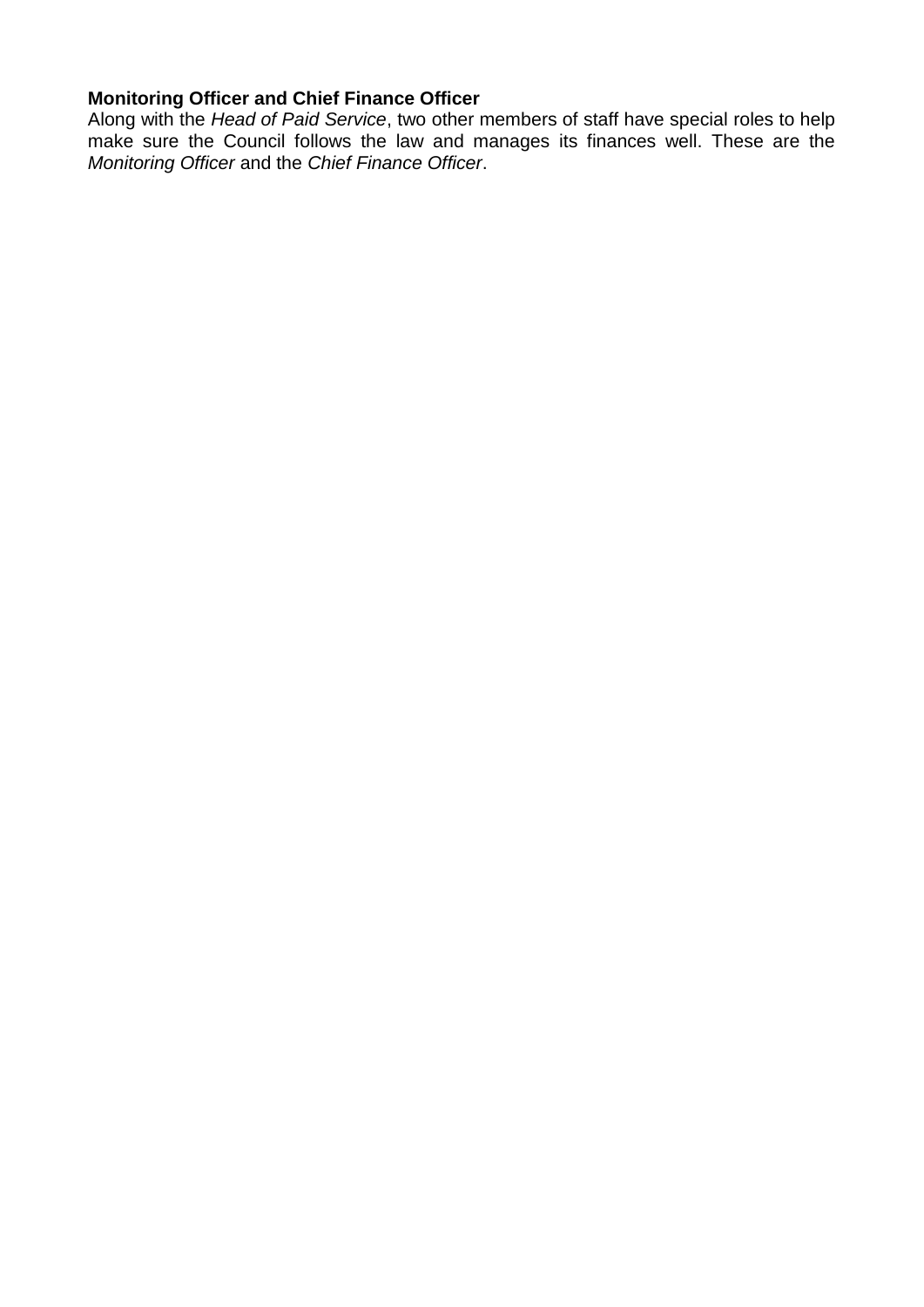**Monitoring Officer and Chief Finance Officer**

Along with the *Head of Paid Service*, two other members of staff have special roles to help make sure the Council follows the law and manages its finances well. These are the *Monitoring Officer* and the *Chief Finance Officer*.